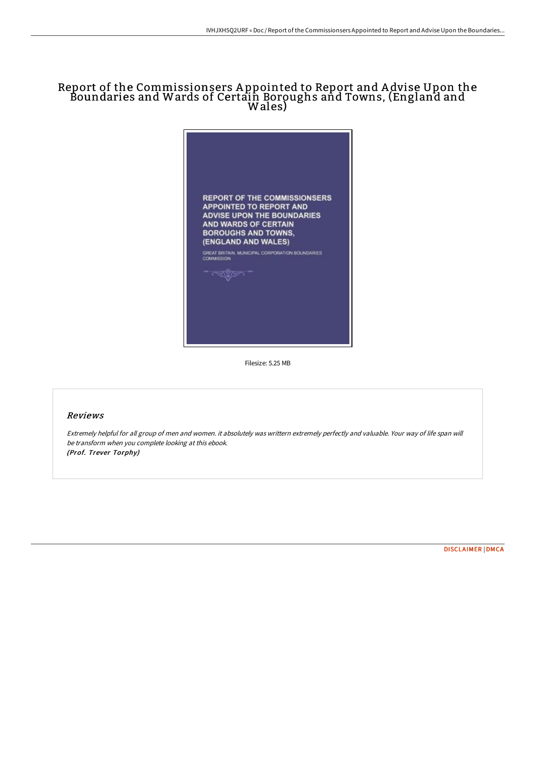# Report of the Commissionsers Appointed to Report and Advise Upon the Boundaries and Wards of Certain Boroughs and Towns, (England and Wales)

REPORT OF THE COMMISSIONSERS APPOINTED TO REPORT AND ADVISE UPON THE BOUNDARIES AND WARDS OF CERTAIN BOROUGHS AND TOWNS, (ENGLAND AND WALES)

GREAT BRITAIN. MUNICIPAL CORPORATION BOUNDARIES COMMISSION

Filesize: 5.25 MB

## Reviews

*Extremely helpful for all group of men and women. it absolutely was writtern extremely perfectly and valuable. Your way of life span will be transform when you complete looking at this ebook.*
*(Prof. Trever Torphy)*

DISCLAIMER | DMCA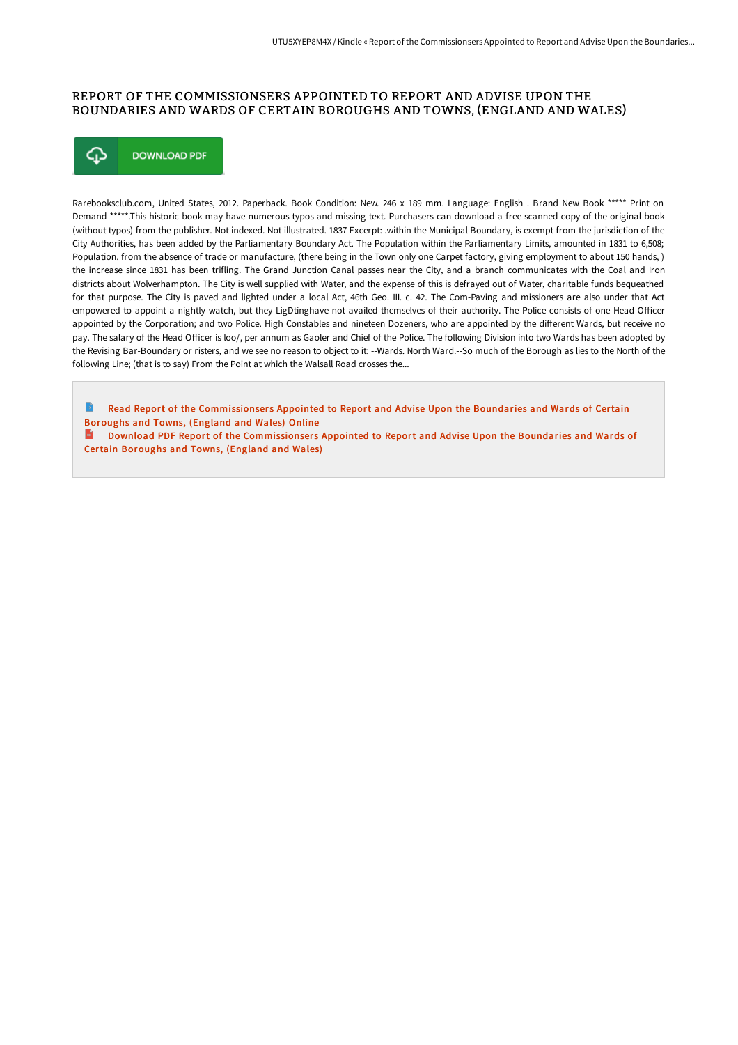# REPORT OF THE COMMISSIONSERS APPOINTED TO REPORT AND ADVISE UPON THE BOUNDARIES AND WARDS OF CERTAIN BOROUGHS AND TOWNS, (ENGLAND AND WALES)

DOWNLOAD PDF

Rarebooksclub.com, United States, 2012. Paperback. Book Condition: New. 246 x 189 mm. Language: English . Brand New Book ***** Print on Demand *****.This historic book may have numerous typos and missing text. Purchasers can download a free scanned copy of the original book (without typos) from the publisher. Not indexed. Not illustrated. 1837 Excerpt: .within the Municipal Boundary, is exempt from the jurisdiction of the City Authorities, has been added by the Parliamentary Boundary Act. The Population within the Parliamentary Limits, amounted in 1831 to 6,508; Population. from the absence of trade or manufacture, (there being in the Town only one Carpet factory, giving employment to about 150 hands, ) the increase since 1831 has been trifling. The Grand Junction Canal passes near the City, and a branch communicates with the Coal and Iron districts about Wolverhampton. The City is well supplied with Water, and the expense of this is defrayed out of Water, charitable funds bequeathed for that purpose. The City is paved and lighted under a local Act, 46th Geo. III. c. 42. The Com-Paving and missioners are also under that Act empowered to appoint a nightly watch, but they LigDtinghave not availed themselves of their authority. The Police consists of one Head Officer appointed by the Corporation; and two Police. High Constables and nineteen Dozeners, who are appointed by the different Wards, but receive no pay. The salary of the Head Officer is loo/, per annum as Gaoler and Chief of the Police. The following Division into two Wards has been adopted by the Revising Bar-Boundary or risters, and we see no reason to object to it: --Wards. North Ward.--So much of the Borough as lies to the North of the following Line; (that is to say) From the Point at which the Walsall Road crosses the...

Read Report of the Commissionsers Appointed to Report and Advise Upon the Boundaries and Wards of Certain Boroughs and Towns, (England and Wales) Online

Download PDF Report of the Commissionsers Appointed to Report and Advise Upon the Boundaries and Wards of Certain Boroughs and Towns, (England and Wales)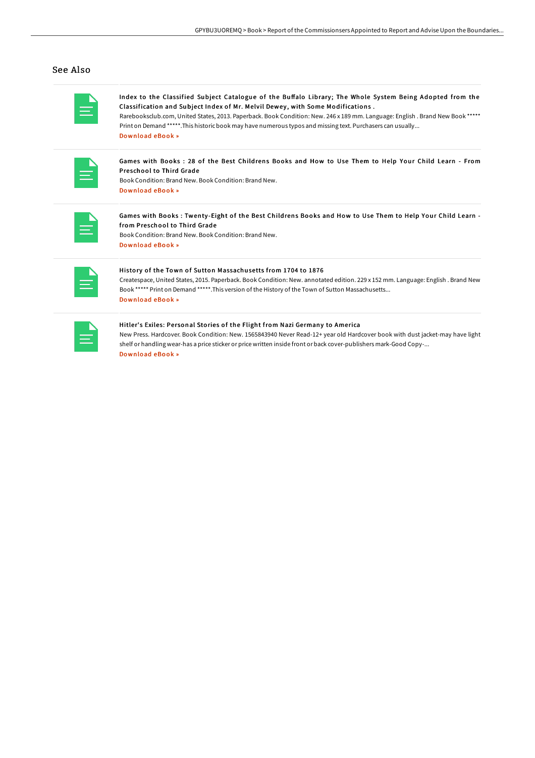## See Also

**Index to the Classified Subject Catalogue of the Buffalo Library; The Whole System Being Adopted from the Classification and Subject Index of Mr. Melvil Dewey, with Some Modifications .**

Rarebooksclub.com, United States, 2013. Paperback. Book Condition: New. 246 x 189 mm. Language: English . Brand New Book ***** Print on Demand *****.This historic book may have numerous typos and missing text. Purchasers can usually...

Download eBook »

**Games with Books : 28 of the Best Childrens Books and How to Use Them to Help Your Child Learn - From Preschool to Third Grade**

Book Condition: Brand New. Book Condition: Brand New.

Download eBook »

**Games with Books : Twenty-Eight of the Best Childrens Books and How to Use Them to Help Your Child Learn - from Preschool to Third Grade**

Book Condition: Brand New. Book Condition: Brand New.

Download eBook »

**History of the Town of Sutton Massachusetts from 1704 to 1876**

Createspace, United States, 2015. Paperback. Book Condition: New. annotated edition. 229 x 152 mm. Language: English . Brand New Book ***** Print on Demand *****.This version of the History of the Town of Sutton Massachusetts...

Download eBook »

**Hitler's Exiles: Personal Stories of the Flight from Nazi Germany to America**

New Press. Hardcover. Book Condition: New. 1565843940 Never Read-12+ year old Hardcover book with dust jacket-may have light shelf or handling wear-has a price sticker or price written inside front or back cover-publishers mark-Good Copy-...

Download eBook »